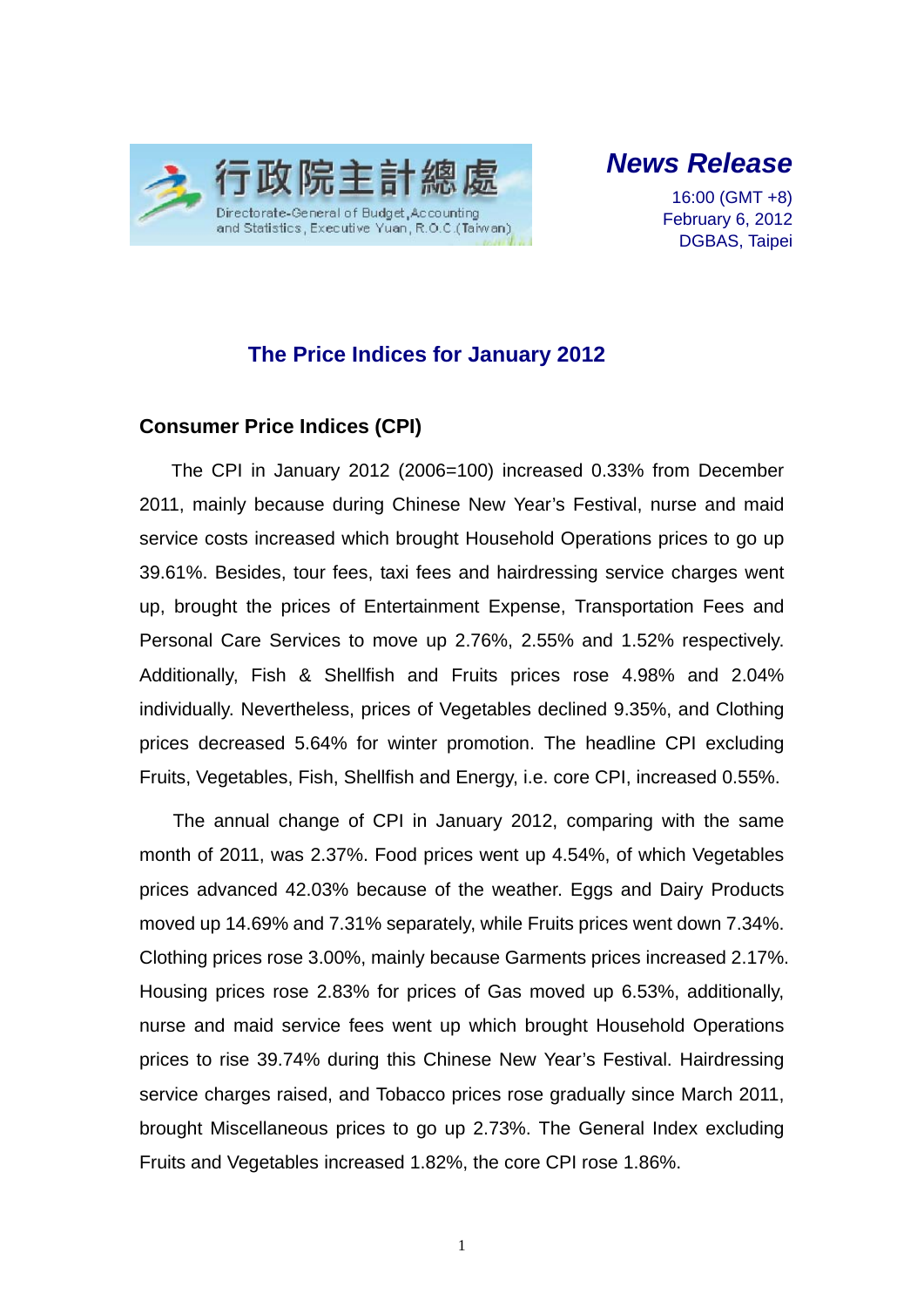行政院主計總處
Directorate-General of Budget, Accounting and Statistics, Executive Yuan, R.O.C. (Taiwan)

***News Release***

16:00 (GMT +8)
February 6, 2012
DGBAS, Taipei

# The Price Indices for January 2012

## Consumer Price Indices (CPI)

The CPI in January 2012 (2006=100) increased 0.33% from December 2011, mainly because during Chinese New Year's Festival, nurse and maid service costs increased which brought Household Operations prices to go up 39.61%. Besides, tour fees, taxi fees and hairdressing service charges went up, brought the prices of Entertainment Expense, Transportation Fees and Personal Care Services to move up 2.76%, 2.55% and 1.52% respectively. Additionally, Fish & Shellfish and Fruits prices rose 4.98% and 2.04% individually. Nevertheless, prices of Vegetables declined 9.35%, and Clothing prices decreased 5.64% for winter promotion. The headline CPI excluding Fruits, Vegetables, Fish, Shellfish and Energy, i.e. core CPI, increased 0.55%.

The annual change of CPI in January 2012, comparing with the same month of 2011, was 2.37%. Food prices went up 4.54%, of which Vegetables prices advanced 42.03% because of the weather. Eggs and Dairy Products moved up 14.69% and 7.31% separately, while Fruits prices went down 7.34%. Clothing prices rose 3.00%, mainly because Garments prices increased 2.17%. Housing prices rose 2.83% for prices of Gas moved up 6.53%, additionally, nurse and maid service fees went up which brought Household Operations prices to rise 39.74% during this Chinese New Year's Festival. Hairdressing service charges raised, and Tobacco prices rose gradually since March 2011, brought Miscellaneous prices to go up 2.73%. The General Index excluding Fruits and Vegetables increased 1.82%, the core CPI rose 1.86%.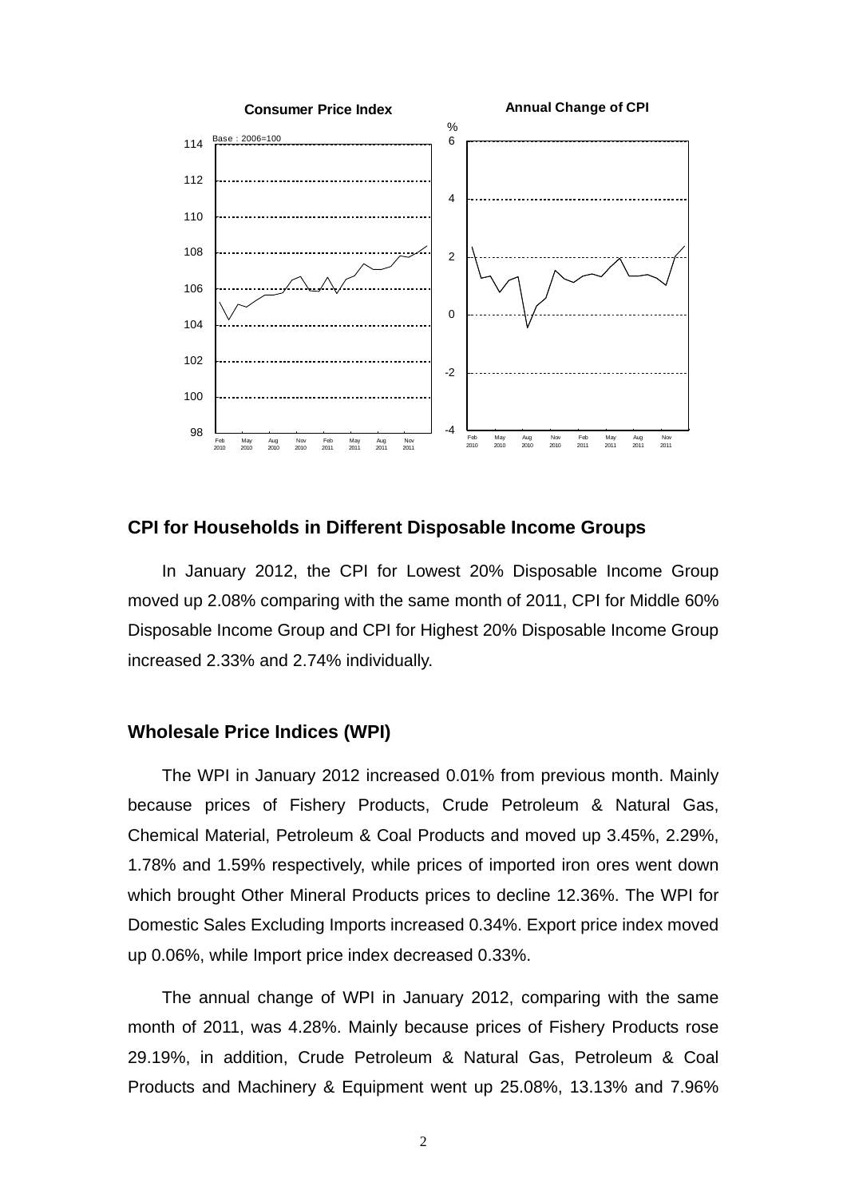## CPI for Households in Different Disposable Income Groups

In January 2012, the CPI for Lowest 20% Disposable Income Group moved up 2.08% comparing with the same month of 2011, CPI for Middle 60% Disposable Income Group and CPI for Highest 20% Disposable Income Group increased 2.33% and 2.74% individually.

## Wholesale Price Indices (WPI)

The WPI in January 2012 increased 0.01% from previous month. Mainly because prices of Fishery Products, Crude Petroleum & Natural Gas, Chemical Material, Petroleum & Coal Products and moved up 3.45%, 2.29%, 1.78% and 1.59% respectively, while prices of imported iron ores went down which brought Other Mineral Products prices to decline 12.36%. The WPI for Domestic Sales Excluding Imports increased 0.34%. Export price index moved up 0.06%, while Import price index decreased 0.33%.

The annual change of WPI in January 2012, comparing with the same month of 2011, was 4.28%. Mainly because prices of Fishery Products rose 29.19%, in addition, Crude Petroleum & Natural Gas, Petroleum & Coal Products and Machinery & Equipment went up 25.08%, 13.13% and 7.96%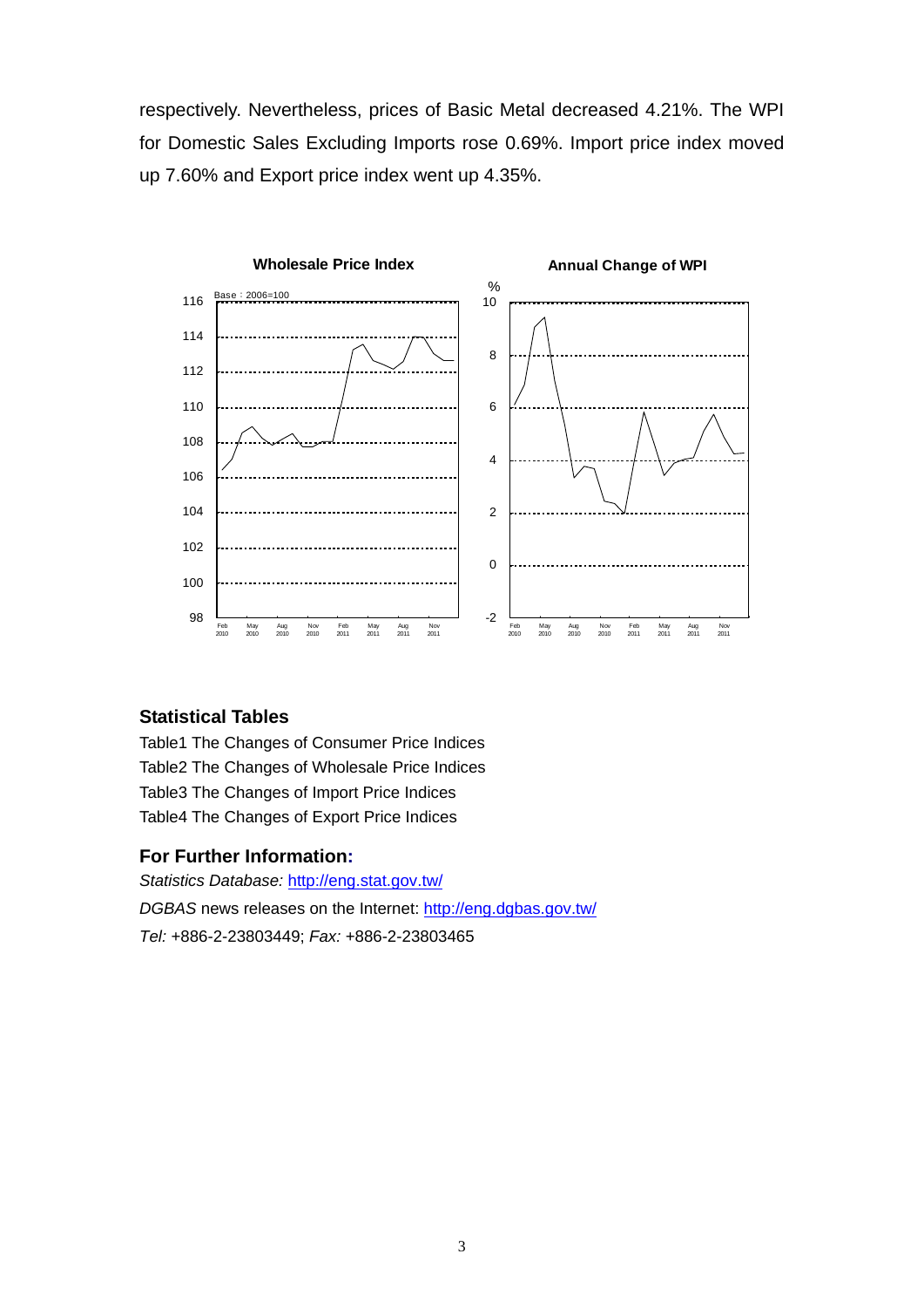respectively. Nevertheless, prices of Basic Metal decreased 4.21%. The WPI for Domestic Sales Excluding Imports rose 0.69%. Import price index moved up 7.60% and Export price index went up 4.35%.

### Statistical Tables

Table1 The Changes of Consumer Price Indices
Table2 The Changes of Wholesale Price Indices
Table3 The Changes of Import Price Indices
Table4 The Changes of Export Price Indices

### For Further Information:

*Statistics Database:* http://eng.stat.gov.tw/
*DGBAS* news releases on the Internet: http://eng.dgbas.gov.tw/
*Tel:* +886-2-23803449; *Fax:* +886-2-23803465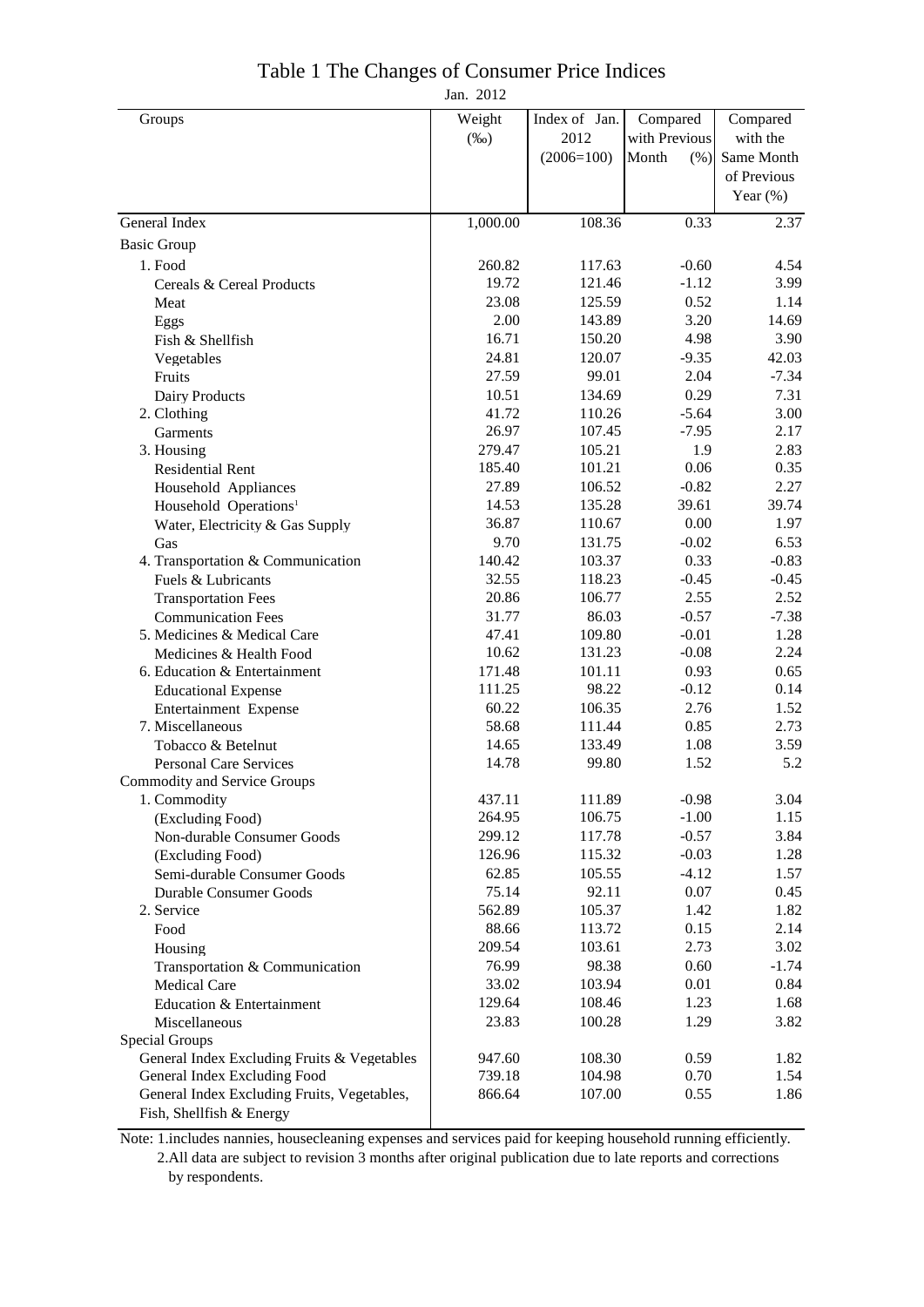# Table 1 The Changes of Consumer Price Indices

Jan. 2012

| Groups | Weight (‰) | Index of Jan. 2012 (2006=100) | Compared with Previous Month (%) | Compared with the Same Month of Previous Year (%) |
|---|---|---|---|---|
| General Index | 1,000.00 | 108.36 | 0.33 | 2.37 |
| Basic Group | | | | |
| 1. Food | 260.82 | 117.63 | -0.60 | 4.54 |
| Cereals & Cereal Products | 19.72 | 121.46 | -1.12 | 3.99 |
| Meat | 23.08 | 125.59 | 0.52 | 1.14 |
| Eggs | 2.00 | 143.89 | 3.20 | 14.69 |
| Fish & Shellfish | 16.71 | 150.20 | 4.98 | 3.90 |
| Vegetables | 24.81 | 120.07 | -9.35 | 42.03 |
| Fruits | 27.59 | 99.01 | 2.04 | -7.34 |
| Dairy Products | 10.51 | 134.69 | 0.29 | 7.31 |
| 2. Clothing | 41.72 | 110.26 | -5.64 | 3.00 |
| Garments | 26.97 | 107.45 | -7.95 | 2.17 |
| 3. Housing | 279.47 | 105.21 | 1.9 | 2.83 |
| Residential Rent | 185.40 | 101.21 | 0.06 | 0.35 |
| Household Appliances | 27.89 | 106.52 | -0.82 | 2.27 |
| Household Operations[1] | 14.53 | 135.28 | 39.61 | 39.74 |
| Water, Electricity & Gas Supply | 36.87 | 110.67 | 0.00 | 1.97 |
| Gas | 9.70 | 131.75 | -0.02 | 6.53 |
| 4. Transportation & Communication | 140.42 | 103.37 | 0.33 | -0.83 |
| Fuels & Lubricants | 32.55 | 118.23 | -0.45 | -0.45 |
| Transportation Fees | 20.86 | 106.77 | 2.55 | 2.52 |
| Communication Fees | 31.77 | 86.03 | -0.57 | -7.38 |
| 5. Medicines & Medical Care | 47.41 | 109.80 | -0.01 | 1.28 |
| Medicines & Health Food | 10.62 | 131.23 | -0.08 | 2.24 |
| 6. Education & Entertainment | 171.48 | 101.11 | 0.93 | 0.65 |
| Educational Expense | 111.25 | 98.22 | -0.12 | 0.14 |
| Entertainment Expense | 60.22 | 106.35 | 2.76 | 1.52 |
| 7. Miscellaneous | 58.68 | 111.44 | 0.85 | 2.73 |
| Tobacco & Betelnut | 14.65 | 133.49 | 1.08 | 3.59 |
| Personal Care Services | 14.78 | 99.80 | 1.52 | 5.2 |
| Commodity and Service Groups | | | | |
| 1. Commodity | 437.11 | 111.89 | -0.98 | 3.04 |
| (Excluding Food) | 264.95 | 106.75 | -1.00 | 1.15 |
| Non-durable Consumer Goods | 299.12 | 117.78 | -0.57 | 3.84 |
| (Excluding Food) | 126.96 | 115.32 | -0.03 | 1.28 |
| Semi-durable Consumer Goods | 62.85 | 105.55 | -4.12 | 1.57 |
| Durable Consumer Goods | 75.14 | 92.11 | 0.07 | 0.45 |
| 2. Service | 562.89 | 105.37 | 1.42 | 1.82 |
| Food | 88.66 | 113.72 | 0.15 | 2.14 |
| Housing | 209.54 | 103.61 | 2.73 | 3.02 |
| Transportation & Communication | 76.99 | 98.38 | 0.60 | -1.74 |
| Medical Care | 33.02 | 103.94 | 0.01 | 0.84 |
| Education & Entertainment | 129.64 | 108.46 | 1.23 | 1.68 |
| Miscellaneous | 23.83 | 100.28 | 1.29 | 3.82 |
| Special Groups | | | | |
| General Index Excluding Fruits & Vegetables | 947.60 | 108.30 | 0.59 | 1.82 |
| General Index Excluding Food | 739.18 | 104.98 | 0.70 | 1.54 |
| General Index Excluding Fruits, Vegetables, Fish, Shellfish & Energy | 866.64 | 107.00 | 0.55 | 1.86 |

Note: 1.includes nannies, housecleaning expenses and services paid for keeping household running efficiently.
2.All data are subject to revision 3 months after original publication due to late reports and corrections by respondents.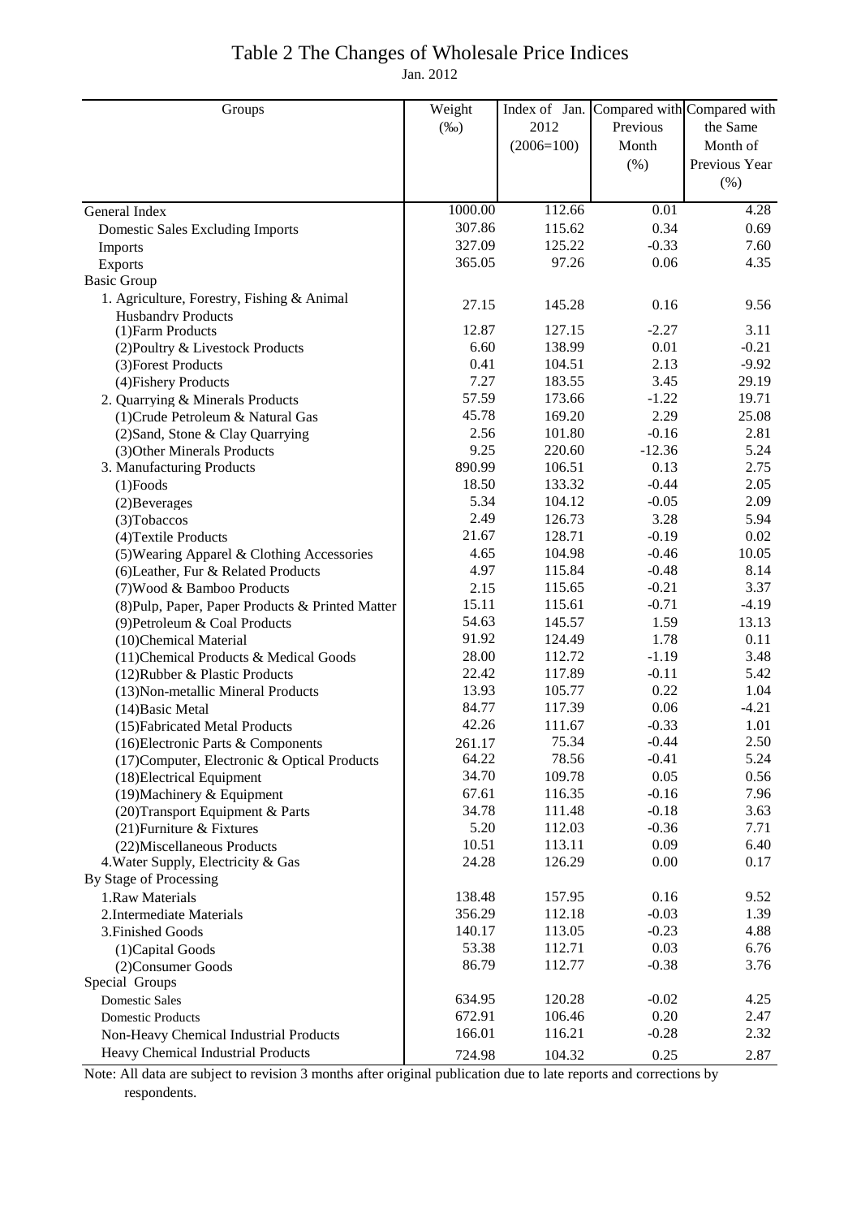# Table 2 The Changes of Wholesale Price Indices

Jan. 2012

| Groups | Weight (‰) | Index of Jan. 2012 (2006=100) | Compared with Previous Month (%) | Compared with the Same Month of Previous Year (%) |
|---|---|---|---|---|
| General Index | 1000.00 | 112.66 | 0.01 | 4.28 |
| Domestic Sales Excluding Imports | 307.86 | 115.62 | 0.34 | 0.69 |
| Imports | 327.09 | 125.22 | -0.33 | 7.60 |
| Exports | 365.05 | 97.26 | 0.06 | 4.35 |
| Basic Group | | | | |
| 1. Agriculture, Forestry, Fishing & Animal Husbandry Products | 27.15 | 145.28 | 0.16 | 9.56 |
| (1)Farm Products | 12.87 | 127.15 | -2.27 | 3.11 |
| (2)Poultry & Livestock Products | 6.60 | 138.99 | 0.01 | -0.21 |
| (3)Forest Products | 0.41 | 104.51 | 2.13 | -9.92 |
| (4)Fishery Products | 7.27 | 183.55 | 3.45 | 29.19 |
| 2. Quarrying & Minerals Products | 57.59 | 173.66 | -1.22 | 19.71 |
| (1)Crude Petroleum & Natural Gas | 45.78 | 169.20 | 2.29 | 25.08 |
| (2)Sand, Stone & Clay Quarrying | 2.56 | 101.80 | -0.16 | 2.81 |
| (3)Other Minerals Products | 9.25 | 220.60 | -12.36 | 5.24 |
| 3. Manufacturing Products | 890.99 | 106.51 | 0.13 | 2.75 |
| (1)Foods | 18.50 | 133.32 | -0.44 | 2.05 |
| (2)Beverages | 5.34 | 104.12 | -0.05 | 2.09 |
| (3)Tobaccos | 2.49 | 126.73 | 3.28 | 5.94 |
| (4)Textile Products | 21.67 | 128.71 | -0.19 | 0.02 |
| (5)Wearing Apparel & Clothing Accessories | 4.65 | 104.98 | -0.46 | 10.05 |
| (6)Leather, Fur & Related Products | 4.97 | 115.84 | -0.48 | 8.14 |
| (7)Wood & Bamboo Products | 2.15 | 115.65 | -0.21 | 3.37 |
| (8)Pulp, Paper, Paper Products & Printed Matter | 15.11 | 115.61 | -0.71 | -4.19 |
| (9)Petroleum & Coal Products | 54.63 | 145.57 | 1.59 | 13.13 |
| (10)Chemical Material | 91.92 | 124.49 | 1.78 | 0.11 |
| (11)Chemical Products & Medical Goods | 28.00 | 112.72 | -1.19 | 3.48 |
| (12)Rubber & Plastic Products | 22.42 | 117.89 | -0.11 | 5.42 |
| (13)Non-metallic Mineral Products | 13.93 | 105.77 | 0.22 | 1.04 |
| (14)Basic Metal | 84.77 | 117.39 | 0.06 | -4.21 |
| (15)Fabricated Metal Products | 42.26 | 111.67 | -0.33 | 1.01 |
| (16)Electronic Parts & Components | 261.17 | 75.34 | -0.44 | 2.50 |
| (17)Computer, Electronic & Optical Products | 64.22 | 78.56 | -0.41 | 5.24 |
| (18)Electrical Equipment | 34.70 | 109.78 | 0.05 | 0.56 |
| (19)Machinery & Equipment | 67.61 | 116.35 | -0.16 | 7.96 |
| (20)Transport Equipment & Parts | 34.78 | 111.48 | -0.18 | 3.63 |
| (21)Furniture & Fixtures | 5.20 | 112.03 | -0.36 | 7.71 |
| (22)Miscellaneous Products | 10.51 | 113.11 | 0.09 | 6.40 |
| 4.Water Supply, Electricity & Gas | 24.28 | 126.29 | 0.00 | 0.17 |
| By Stage of Processing | | | | |
| 1.Raw Materials | 138.48 | 157.95 | 0.16 | 9.52 |
| 2.Intermediate Materials | 356.29 | 112.18 | -0.03 | 1.39 |
| 3.Finished Goods | 140.17 | 113.05 | -0.23 | 4.88 |
| (1)Capital Goods | 53.38 | 112.71 | 0.03 | 6.76 |
| (2)Consumer Goods | 86.79 | 112.77 | -0.38 | 3.76 |
| Special Groups | | | | |
| Domestic Sales | 634.95 | 120.28 | -0.02 | 4.25 |
| Domestic Products | 672.91 | 106.46 | 0.20 | 2.47 |
| Non-Heavy Chemical Industrial Products | 166.01 | 116.21 | -0.28 | 2.32 |
| Heavy Chemical Industrial Products | 724.98 | 104.32 | 0.25 | 2.87 |

Note: All data are subject to revision 3 months after original publication due to late reports and corrections by respondents.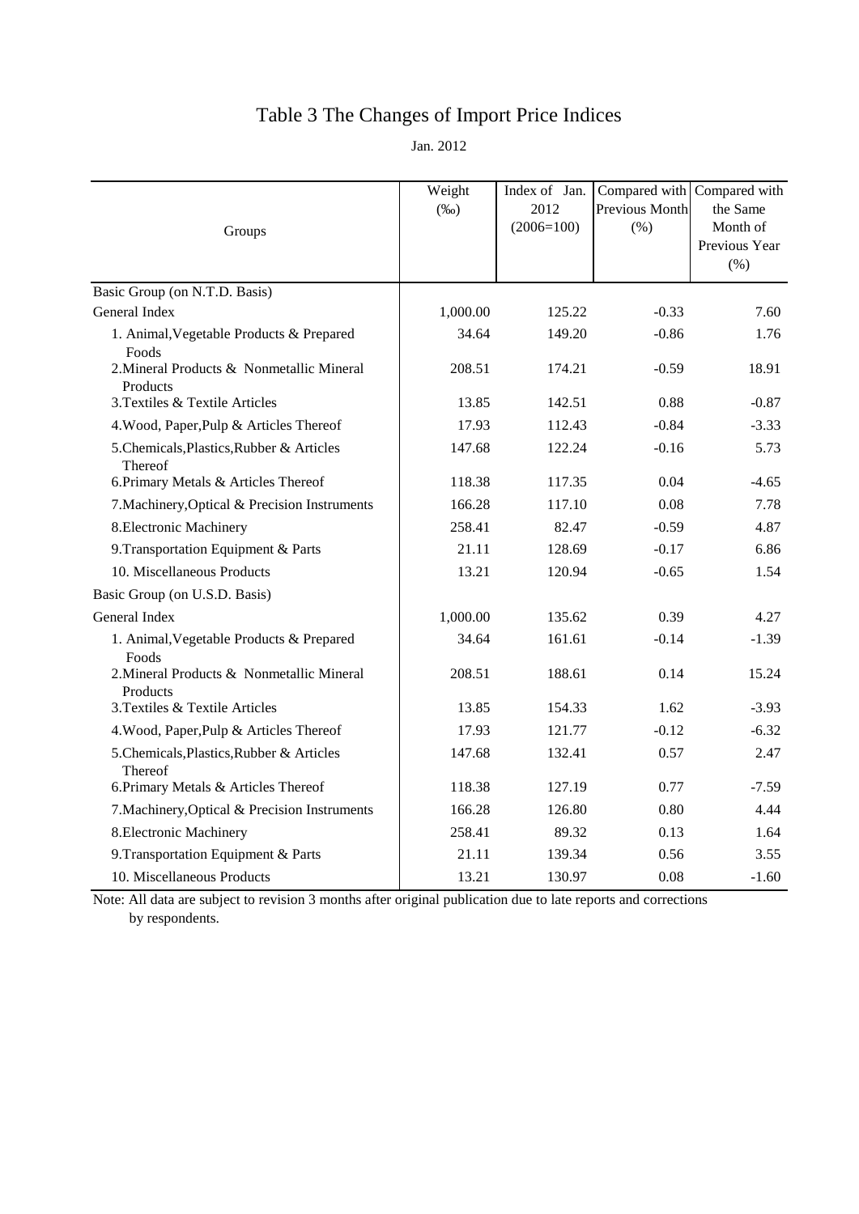# Table 3 The Changes of Import Price Indices

Jan. 2012

| Groups | Weight (‰) | Index of Jan. 2012 (2006=100) | Compared with Previous Month (%) | Compared with the Same Month of Previous Year (%) |
|---|---|---|---|---|
| Basic Group (on N.T.D. Basis) | | | | |
| General Index | 1,000.00 | 125.22 | -0.33 | 7.60 |
| 1. Animal,Vegetable Products & Prepared Foods | 34.64 | 149.20 | -0.86 | 1.76 |
| 2.Mineral Products & Nonmetallic Mineral Products | 208.51 | 174.21 | -0.59 | 18.91 |
| 3.Textiles & Textile Articles | 13.85 | 142.51 | 0.88 | -0.87 |
| 4.Wood, Paper,Pulp & Articles Thereof | 17.93 | 112.43 | -0.84 | -3.33 |
| 5.Chemicals,Plastics,Rubber & Articles Thereof | 147.68 | 122.24 | -0.16 | 5.73 |
| 6.Primary Metals & Articles Thereof | 118.38 | 117.35 | 0.04 | -4.65 |
| 7.Machinery,Optical & Precision Instruments | 166.28 | 117.10 | 0.08 | 7.78 |
| 8.Electronic Machinery | 258.41 | 82.47 | -0.59 | 4.87 |
| 9.Transportation Equipment & Parts | 21.11 | 128.69 | -0.17 | 6.86 |
| 10. Miscellaneous Products | 13.21 | 120.94 | -0.65 | 1.54 |
| Basic Group (on U.S.D. Basis) | | | | |
| General Index | 1,000.00 | 135.62 | 0.39 | 4.27 |
| 1. Animal,Vegetable Products & Prepared Foods | 34.64 | 161.61 | -0.14 | -1.39 |
| 2.Mineral Products & Nonmetallic Mineral Products | 208.51 | 188.61 | 0.14 | 15.24 |
| 3.Textiles & Textile Articles | 13.85 | 154.33 | 1.62 | -3.93 |
| 4.Wood, Paper,Pulp & Articles Thereof | 17.93 | 121.77 | -0.12 | -6.32 |
| 5.Chemicals,Plastics,Rubber & Articles Thereof | 147.68 | 132.41 | 0.57 | 2.47 |
| 6.Primary Metals & Articles Thereof | 118.38 | 127.19 | 0.77 | -7.59 |
| 7.Machinery,Optical & Precision Instruments | 166.28 | 126.80 | 0.80 | 4.44 |
| 8.Electronic Machinery | 258.41 | 89.32 | 0.13 | 1.64 |
| 9.Transportation Equipment & Parts | 21.11 | 139.34 | 0.56 | 3.55 |
| 10. Miscellaneous Products | 13.21 | 130.97 | 0.08 | -1.60 |

Note: All data are subject to revision 3 months after original publication due to late reports and corrections by respondents.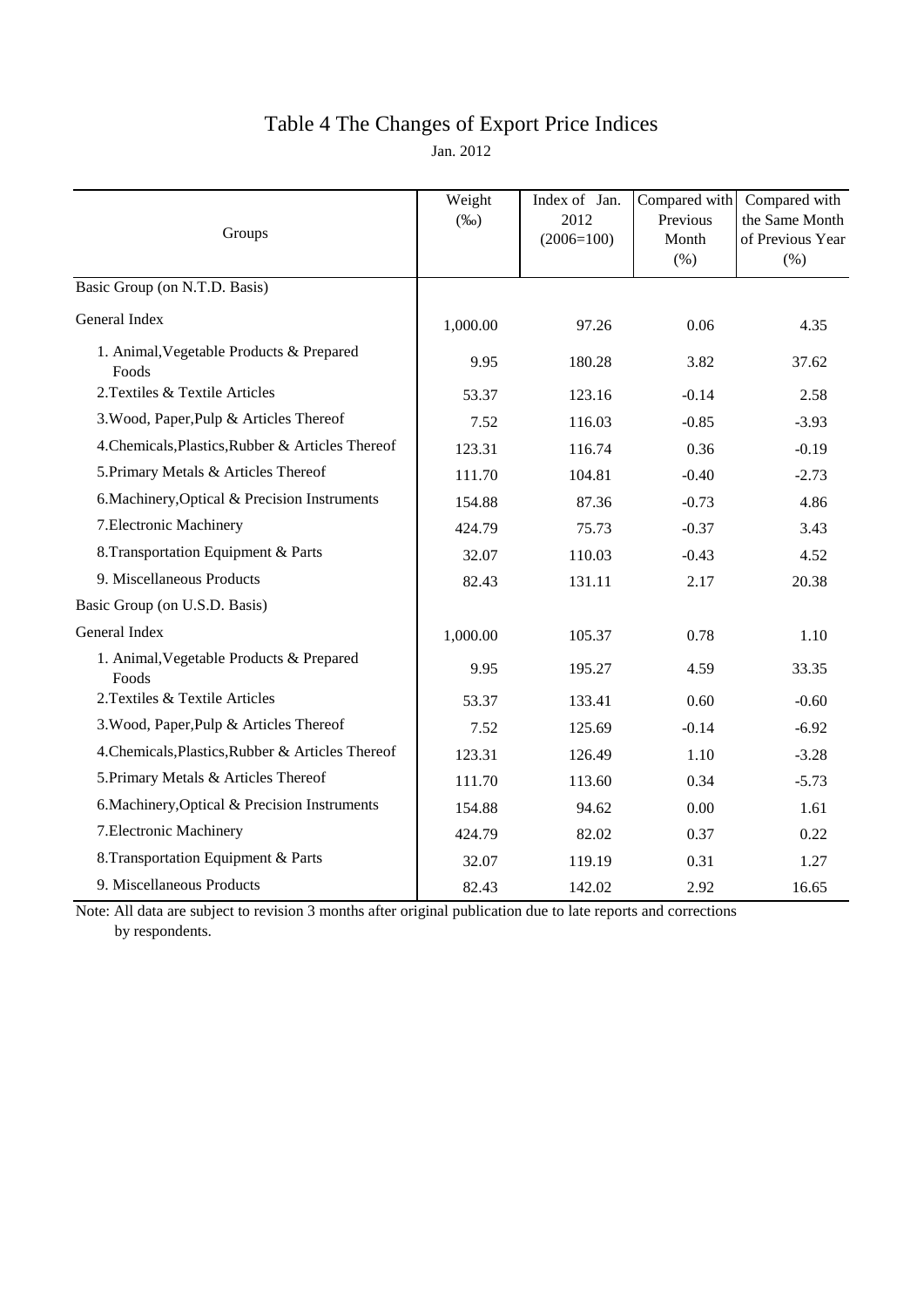# Table 4 The Changes of Export Price Indices

Jan. 2012

| Groups | Weight (‰) | Index of Jan. 2012 (2006=100) | Compared with Previous Month (%) | Compared with the Same Month of Previous Year (%) |
|---|---|---|---|---|
| Basic Group (on N.T.D. Basis) | | | | |
| General Index | 1,000.00 | 97.26 | 0.06 | 4.35 |
| 1. Animal,Vegetable Products & Prepared Foods | 9.95 | 180.28 | 3.82 | 37.62 |
| 2.Textiles & Textile Articles | 53.37 | 123.16 | -0.14 | 2.58 |
| 3.Wood, Paper,Pulp & Articles Thereof | 7.52 | 116.03 | -0.85 | -3.93 |
| 4.Chemicals,Plastics,Rubber & Articles Thereof | 123.31 | 116.74 | 0.36 | -0.19 |
| 5.Primary Metals & Articles Thereof | 111.70 | 104.81 | -0.40 | -2.73 |
| 6.Machinery,Optical & Precision Instruments | 154.88 | 87.36 | -0.73 | 4.86 |
| 7.Electronic Machinery | 424.79 | 75.73 | -0.37 | 3.43 |
| 8.Transportation Equipment & Parts | 32.07 | 110.03 | -0.43 | 4.52 |
| 9. Miscellaneous Products | 82.43 | 131.11 | 2.17 | 20.38 |
| Basic Group (on U.S.D. Basis) | | | | |
| General Index | 1,000.00 | 105.37 | 0.78 | 1.10 |
| 1. Animal,Vegetable Products & Prepared Foods | 9.95 | 195.27 | 4.59 | 33.35 |
| 2.Textiles & Textile Articles | 53.37 | 133.41 | 0.60 | -0.60 |
| 3.Wood, Paper,Pulp & Articles Thereof | 7.52 | 125.69 | -0.14 | -6.92 |
| 4.Chemicals,Plastics,Rubber & Articles Thereof | 123.31 | 126.49 | 1.10 | -3.28 |
| 5.Primary Metals & Articles Thereof | 111.70 | 113.60 | 0.34 | -5.73 |
| 6.Machinery,Optical & Precision Instruments | 154.88 | 94.62 | 0.00 | 1.61 |
| 7.Electronic Machinery | 424.79 | 82.02 | 0.37 | 0.22 |
| 8.Transportation Equipment & Parts | 32.07 | 119.19 | 0.31 | 1.27 |
| 9. Miscellaneous Products | 82.43 | 142.02 | 2.92 | 16.65 |

Note: All data are subject to revision 3 months after original publication due to late reports and corrections by respondents.